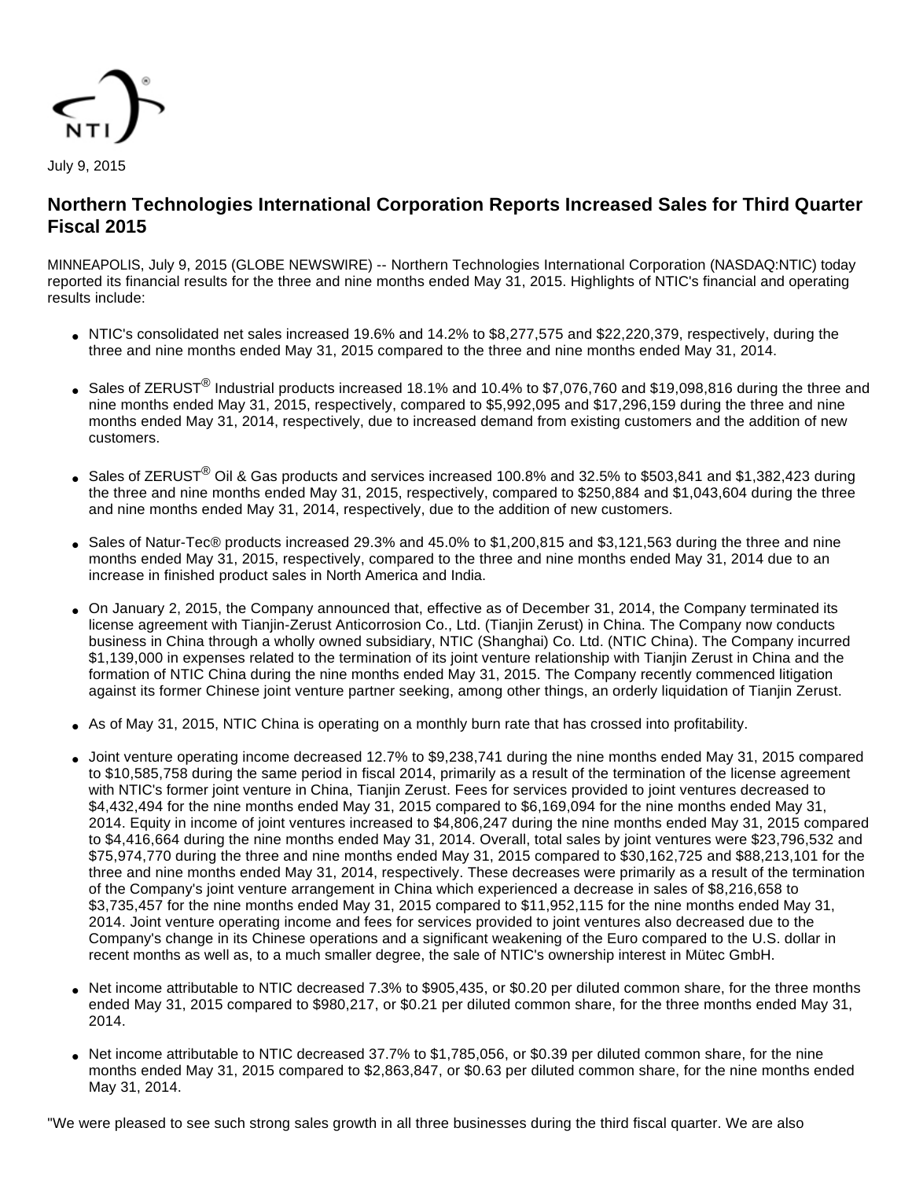July 9, 2015

# Northern Technologies International Corporation Reports Increased Sales for Third Quarter Fiscal 2015

MINNEAPOLIS, July 9, 2015 (GLOBE NEWSWIRE) -- Northern Technologies International Corporation (NASDAQ:NTIC) today reported its financial results for the three and nine months ended May 31, 2015. Highlights of NTIC's financial and operating results include:

- NTIC's consolidated net sales increased 19.6% and 14.2% to $8,277,575 and $22,220,379, respectively, during the three and nine months ended May 31, 2015 compared to the three and nine months ended May 31, 2014.
- Sales of ZERUST® Industrial products increased 18.1% and 10.4% to $7,076,760 and $19,098,816 during the three and nine months ended May 31, 2015, respectively, compared to $5,992,095 and $17,296,159 during the three and nine months ended May 31, 2014, respectively, due to increased demand from existing customers and the addition of new customers.
- Sales of ZERUST® Oil & Gas products and services increased 100.8% and 32.5% to $503,841 and $1,382,423 during the three and nine months ended May 31, 2015, respectively, compared to $250,884 and $1,043,604 during the three and nine months ended May 31, 2014, respectively, due to the addition of new customers.
- Sales of Natur-Tec® products increased 29.3% and 45.0% to $1,200,815 and $3,121,563 during the three and nine months ended May 31, 2015, respectively, compared to the three and nine months ended May 31, 2014 due to an increase in finished product sales in North America and India.
- On January 2, 2015, the Company announced that, effective as of December 31, 2014, the Company terminated its license agreement with Tianjin-Zerust Anticorrosion Co., Ltd. (Tianjin Zerust) in China. The Company now conducts business in China through a wholly owned subsidiary, NTIC (Shanghai) Co. Ltd. (NTIC China). The Company incurred $1,139,000 in expenses related to the termination of its joint venture relationship with Tianjin Zerust in China and the formation of NTIC China during the nine months ended May 31, 2015. The Company recently commenced litigation against its former Chinese joint venture partner seeking, among other things, an orderly liquidation of Tianjin Zerust.
- As of May 31, 2015, NTIC China is operating on a monthly burn rate that has crossed into profitability.
- Joint venture operating income decreased 12.7% to $9,238,741 during the nine months ended May 31, 2015 compared to $10,585,758 during the same period in fiscal 2014, primarily as a result of the termination of the license agreement with NTIC's former joint venture in China, Tianjin Zerust. Fees for services provided to joint ventures decreased to $4,432,494 for the nine months ended May 31, 2015 compared to $6,169,094 for the nine months ended May 31, 2014. Equity in income of joint ventures increased to $4,806,247 during the nine months ended May 31, 2015 compared to $4,416,664 during the nine months ended May 31, 2014. Overall, total sales by joint ventures were $23,796,532 and $75,974,770 during the three and nine months ended May 31, 2015 compared to $30,162,725 and $88,213,101 for the three and nine months ended May 31, 2014, respectively. These decreases were primarily as a result of the termination of the Company's joint venture arrangement in China which experienced a decrease in sales of $8,216,658 to $3,735,457 for the nine months ended May 31, 2015 compared to $11,952,115 for the nine months ended May 31, 2014. Joint venture operating income and fees for services provided to joint ventures also decreased due to the Company's change in its Chinese operations and a significant weakening of the Euro compared to the U.S. dollar in recent months as well as, to a much smaller degree, the sale of NTIC's ownership interest in Mütec GmbH.
- Net income attributable to NTIC decreased 7.3% to $905,435, or $0.20 per diluted common share, for the three months ended May 31, 2015 compared to $980,217, or $0.21 per diluted common share, for the three months ended May 31, 2014.
- Net income attributable to NTIC decreased 37.7% to $1,785,056, or $0.39 per diluted common share, for the nine months ended May 31, 2015 compared to $2,863,847, or $0.63 per diluted common share, for the nine months ended May 31, 2014.

"We were pleased to see such strong sales growth in all three businesses during the third fiscal quarter. We are also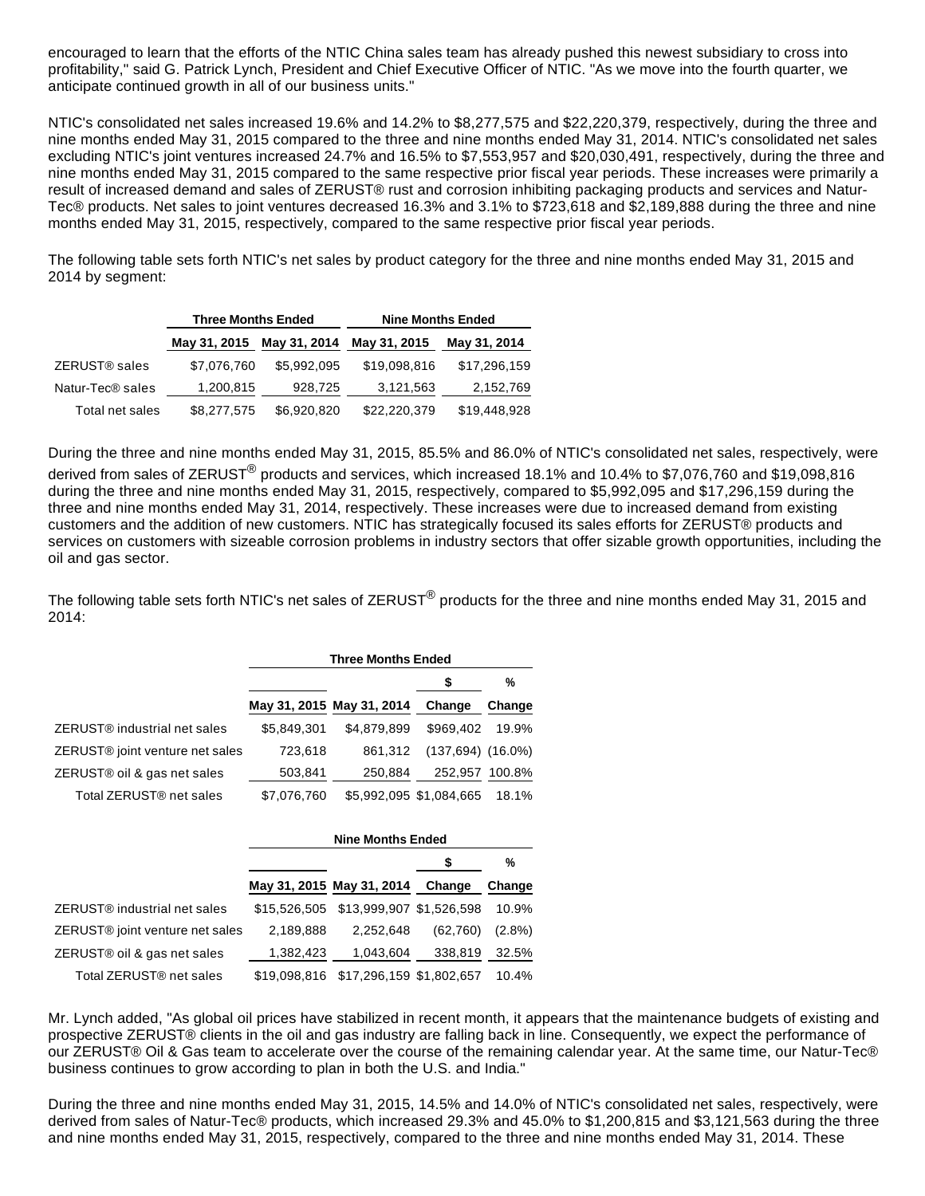encouraged to learn that the efforts of the NTIC China sales team has already pushed this newest subsidiary to cross into profitability," said G. Patrick Lynch, President and Chief Executive Officer of NTIC. "As we move into the fourth quarter, we anticipate continued growth in all of our business units."

NTIC's consolidated net sales increased 19.6% and 14.2% to $8,277,575 and $22,220,379, respectively, during the three and nine months ended May 31, 2015 compared to the three and nine months ended May 31, 2014. NTIC's consolidated net sales excluding NTIC's joint ventures increased 24.7% and 16.5% to $7,553,957 and $20,030,491, respectively, during the three and nine months ended May 31, 2015 compared to the same respective prior fiscal year periods. These increases were primarily a result of increased demand and sales of ZERUST® rust and corrosion inhibiting packaging products and services and Natur-Tec® products. Net sales to joint ventures decreased 16.3% and 3.1% to $723,618 and $2,189,888 during the three and nine months ended May 31, 2015, respectively, compared to the same respective prior fiscal year periods.

The following table sets forth NTIC's net sales by product category for the three and nine months ended May 31, 2015 and 2014 by segment:

| | Three Months Ended | | Nine Months Ended | |
|---|---|---|---|---|
| | May 31, 2015 | May 31, 2014 | May 31, 2015 | May 31, 2014 |
| ZERUST® sales | $7,076,760 | $5,992,095 | $19,098,816 | $17,296,159 |
| Natur-Tec® sales | 1,200,815 | 928,725 | 3,121,563 | 2,152,769 |
| Total net sales | $8,277,575 | $6,920,820 | $22,220,379 | $19,448,928 |

During the three and nine months ended May 31, 2015, 85.5% and 86.0% of NTIC's consolidated net sales, respectively, were derived from sales of ZERUST® products and services, which increased 18.1% and 10.4% to $7,076,760 and $19,098,816 during the three and nine months ended May 31, 2015, respectively, compared to $5,992,095 and $17,296,159 during the three and nine months ended May 31, 2014, respectively. These increases were due to increased demand from existing customers and the addition of new customers. NTIC has strategically focused its sales efforts for ZERUST® products and services on customers with sizeable corrosion problems in industry sectors that offer sizable growth opportunities, including the oil and gas sector.

The following table sets forth NTIC's net sales of ZERUST® products for the three and nine months ended May 31, 2015 and 2014:

| | Three Months Ended | | | |
|---|---|---|---|---|
| | May 31, 2015 | May 31, 2014 | $ Change | % Change |
| ZERUST® industrial net sales | $5,849,301 | $4,879,899 | $969,402 | 19.9% |
| ZERUST® joint venture net sales | 723,618 | 861,312 | (137,694) | (16.0%) |
| ZERUST® oil & gas net sales | 503,841 | 250,884 | 252,957 | 100.8% |
| Total ZERUST® net sales | $7,076,760 | $5,992,095 | $1,084,665 | 18.1% |

| | Nine Months Ended | | | |
|---|---|---|---|---|
| | May 31, 2015 | May 31, 2014 | $ Change | % Change |
| ZERUST® industrial net sales | $15,526,505 | $13,999,907 | $1,526,598 | 10.9% |
| ZERUST® joint venture net sales | 2,189,888 | 2,252,648 | (62,760) | (2.8%) |
| ZERUST® oil & gas net sales | 1,382,423 | 1,043,604 | 338,819 | 32.5% |
| Total ZERUST® net sales | $19,098,816 | $17,296,159 | $1,802,657 | 10.4% |

Mr. Lynch added, "As global oil prices have stabilized in recent month, it appears that the maintenance budgets of existing and prospective ZERUST® clients in the oil and gas industry are falling back in line. Consequently, we expect the performance of our ZERUST® Oil & Gas team to accelerate over the course of the remaining calendar year. At the same time, our Natur-Tec® business continues to grow according to plan in both the U.S. and India."

During the three and nine months ended May 31, 2015, 14.5% and 14.0% of NTIC's consolidated net sales, respectively, were derived from sales of Natur-Tec® products, which increased 29.3% and 45.0% to $1,200,815 and $3,121,563 during the three and nine months ended May 31, 2015, respectively, compared to the three and nine months ended May 31, 2014. These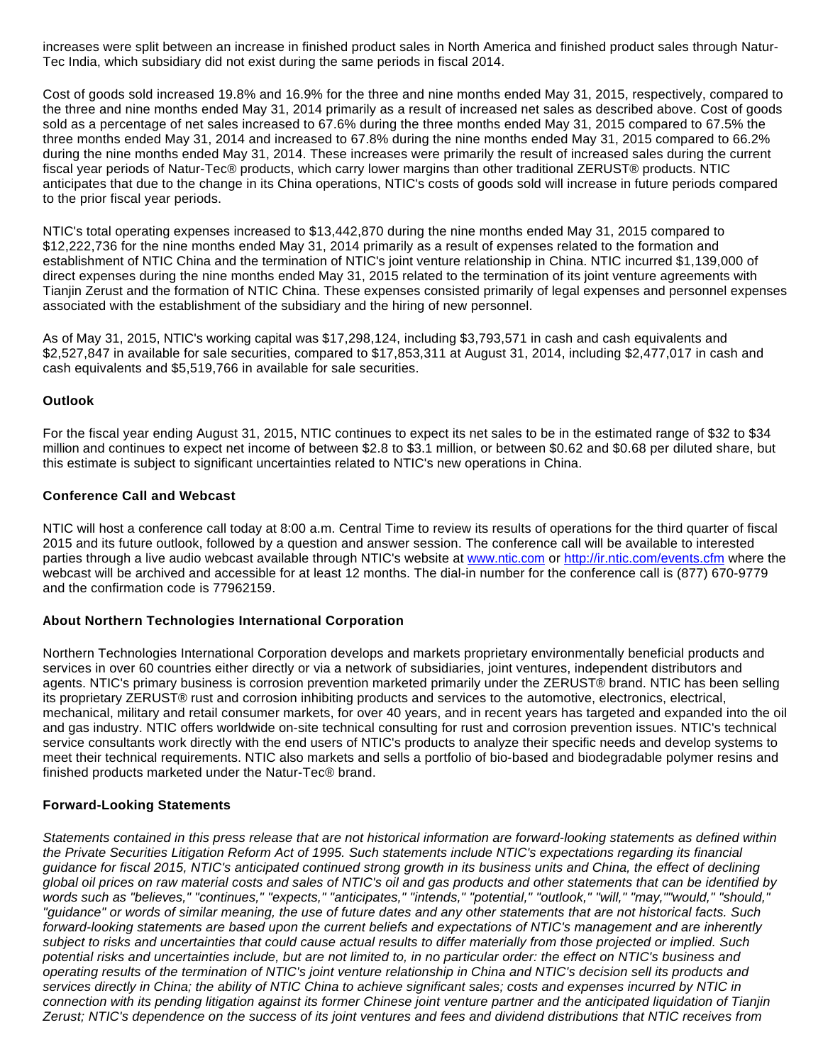increases were split between an increase in finished product sales in North America and finished product sales through Natur-Tec India, which subsidiary did not exist during the same periods in fiscal 2014.

Cost of goods sold increased 19.8% and 16.9% for the three and nine months ended May 31, 2015, respectively, compared to the three and nine months ended May 31, 2014 primarily as a result of increased net sales as described above. Cost of goods sold as a percentage of net sales increased to 67.6% during the three months ended May 31, 2015 compared to 67.5% the three months ended May 31, 2014 and increased to 67.8% during the nine months ended May 31, 2015 compared to 66.2% during the nine months ended May 31, 2014. These increases were primarily the result of increased sales during the current fiscal year periods of Natur-Tec® products, which carry lower margins than other traditional ZERUST® products. NTIC anticipates that due to the change in its China operations, NTIC's costs of goods sold will increase in future periods compared to the prior fiscal year periods.

NTIC's total operating expenses increased to $13,442,870 during the nine months ended May 31, 2015 compared to $12,222,736 for the nine months ended May 31, 2014 primarily as a result of expenses related to the formation and establishment of NTIC China and the termination of NTIC's joint venture relationship in China. NTIC incurred $1,139,000 of direct expenses during the nine months ended May 31, 2015 related to the termination of its joint venture agreements with Tianjin Zerust and the formation of NTIC China. These expenses consisted primarily of legal expenses and personnel expenses associated with the establishment of the subsidiary and the hiring of new personnel.

As of May 31, 2015, NTIC's working capital was $17,298,124, including $3,793,571 in cash and cash equivalents and $2,527,847 in available for sale securities, compared to $17,853,311 at August 31, 2014, including $2,477,017 in cash and cash equivalents and $5,519,766 in available for sale securities.

**Outlook**

For the fiscal year ending August 31, 2015, NTIC continues to expect its net sales to be in the estimated range of $32 to $34 million and continues to expect net income of between $2.8 to $3.1 million, or between $0.62 and $0.68 per diluted share, but this estimate is subject to significant uncertainties related to NTIC's new operations in China.

**Conference Call and Webcast**

NTIC will host a conference call today at 8:00 a.m. Central Time to review its results of operations for the third quarter of fiscal 2015 and its future outlook, followed by a question and answer session. The conference call will be available to interested parties through a live audio webcast available through NTIC's website at www.ntic.com or http://ir.ntic.com/events.cfm where the webcast will be archived and accessible for at least 12 months. The dial-in number for the conference call is (877) 670-9779 and the confirmation code is 77962159.

**About Northern Technologies International Corporation**

Northern Technologies International Corporation develops and markets proprietary environmentally beneficial products and services in over 60 countries either directly or via a network of subsidiaries, joint ventures, independent distributors and agents. NTIC's primary business is corrosion prevention marketed primarily under the ZERUST® brand. NTIC has been selling its proprietary ZERUST® rust and corrosion inhibiting products and services to the automotive, electronics, electrical, mechanical, military and retail consumer markets, for over 40 years, and in recent years has targeted and expanded into the oil and gas industry. NTIC offers worldwide on-site technical consulting for rust and corrosion prevention issues. NTIC's technical service consultants work directly with the end users of NTIC's products to analyze their specific needs and develop systems to meet their technical requirements. NTIC also markets and sells a portfolio of bio-based and biodegradable polymer resins and finished products marketed under the Natur-Tec® brand.

**Forward-Looking Statements**

*Statements contained in this press release that are not historical information are forward-looking statements as defined within the Private Securities Litigation Reform Act of 1995. Such statements include NTIC's expectations regarding its financial guidance for fiscal 2015, NTIC's anticipated continued strong growth in its business units and China, the effect of declining global oil prices on raw material costs and sales of NTIC's oil and gas products and other statements that can be identified by words such as "believes," "continues," "expects," "anticipates," "intends," "potential," "outlook," "will," "may,""would," "should," "guidance" or words of similar meaning, the use of future dates and any other statements that are not historical facts. Such forward-looking statements are based upon the current beliefs and expectations of NTIC's management and are inherently subject to risks and uncertainties that could cause actual results to differ materially from those projected or implied. Such potential risks and uncertainties include, but are not limited to, in no particular order: the effect on NTIC's business and operating results of the termination of NTIC's joint venture relationship in China and NTIC's decision sell its products and services directly in China; the ability of NTIC China to achieve significant sales; costs and expenses incurred by NTIC in connection with its pending litigation against its former Chinese joint venture partner and the anticipated liquidation of Tianjin Zerust; NTIC's dependence on the success of its joint ventures and fees and dividend distributions that NTIC receives from*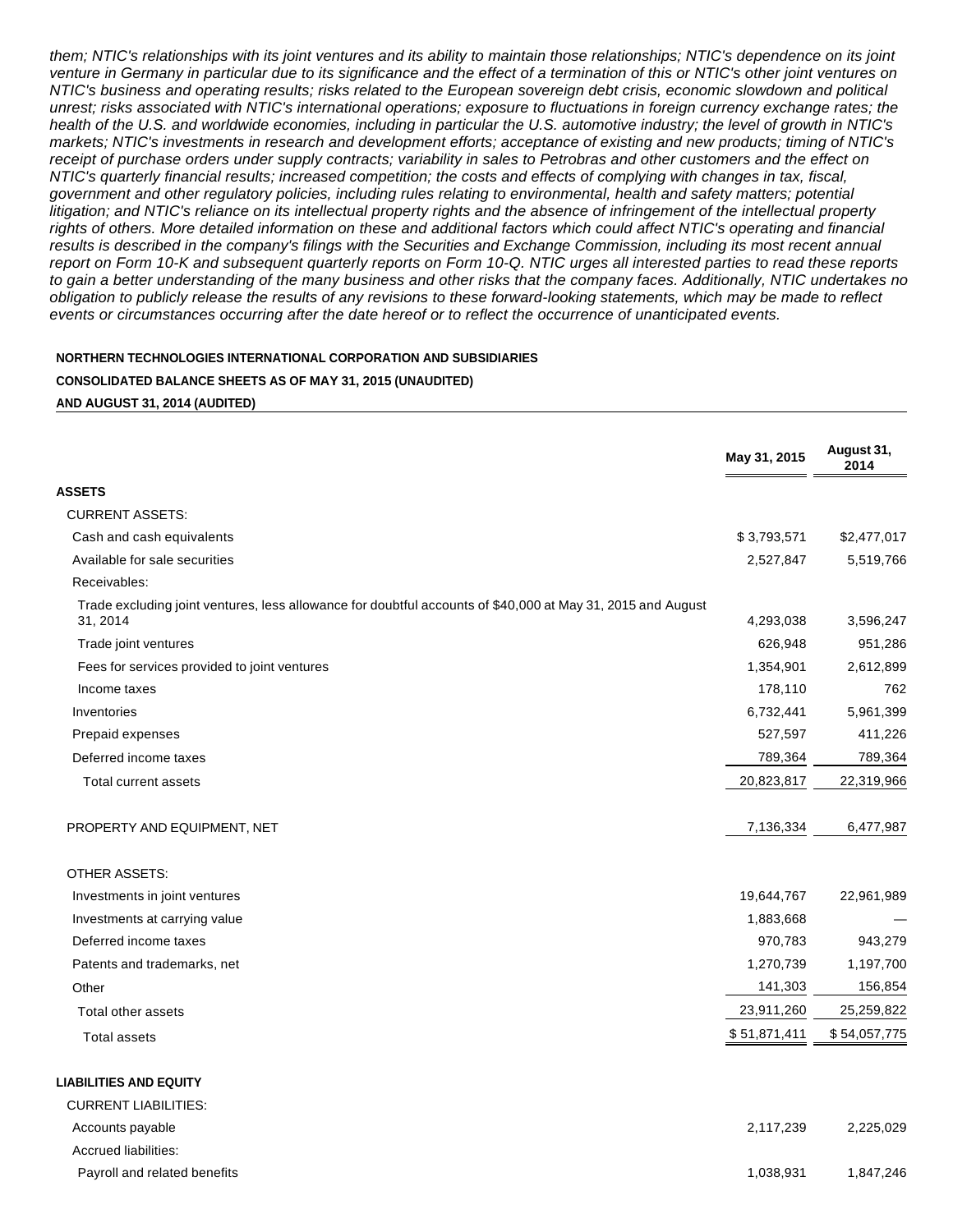*them; NTIC's relationships with its joint ventures and its ability to maintain those relationships; NTIC's dependence on its joint venture in Germany in particular due to its significance and the effect of a termination of this or NTIC's other joint ventures on NTIC's business and operating results; risks related to the European sovereign debt crisis, economic slowdown and political unrest; risks associated with NTIC's international operations; exposure to fluctuations in foreign currency exchange rates; the health of the U.S. and worldwide economies, including in particular the U.S. automotive industry; the level of growth in NTIC's markets; NTIC's investments in research and development efforts; acceptance of existing and new products; timing of NTIC's receipt of purchase orders under supply contracts; variability in sales to Petrobras and other customers and the effect on NTIC's quarterly financial results; increased competition; the costs and effects of complying with changes in tax, fiscal, government and other regulatory policies, including rules relating to environmental, health and safety matters; potential litigation; and NTIC's reliance on its intellectual property rights and the absence of infringement of the intellectual property rights of others. More detailed information on these and additional factors which could affect NTIC's operating and financial results is described in the company's filings with the Securities and Exchange Commission, including its most recent annual report on Form 10-K and subsequent quarterly reports on Form 10-Q. NTIC urges all interested parties to read these reports to gain a better understanding of the many business and other risks that the company faces. Additionally, NTIC undertakes no obligation to publicly release the results of any revisions to these forward-looking statements, which may be made to reflect events or circumstances occurring after the date hereof or to reflect the occurrence of unanticipated events.*

**NORTHERN TECHNOLOGIES INTERNATIONAL CORPORATION AND SUBSIDIARIES**

**CONSOLIDATED BALANCE SHEETS AS OF MAY 31, 2015 (UNAUDITED)**

**AND AUGUST 31, 2014 (AUDITED)**

| | May 31, 2015 | August 31, 2014 |
|---|---|---|
| **ASSETS** | | |
| CURRENT ASSETS: | | |
| Cash and cash equivalents | $ 3,793,571 | $2,477,017 |
| Available for sale securities | 2,527,847 | 5,519,766 |
| Receivables: | | |
| Trade excluding joint ventures, less allowance for doubtful accounts of $40,000 at May 31, 2015 and August 31, 2014 | 4,293,038 | 3,596,247 |
| Trade joint ventures | 626,948 | 951,286 |
| Fees for services provided to joint ventures | 1,354,901 | 2,612,899 |
| Income taxes | 178,110 | 762 |
| Inventories | 6,732,441 | 5,961,399 |
| Prepaid expenses | 527,597 | 411,226 |
| Deferred income taxes | 789,364 | 789,364 |
| Total current assets | 20,823,817 | 22,319,966 |
| PROPERTY AND EQUIPMENT, NET | 7,136,334 | 6,477,987 |
| OTHER ASSETS: | | |
| Investments in joint ventures | 19,644,767 | 22,961,989 |
| Investments at carrying value | 1,883,668 | — |
| Deferred income taxes | 970,783 | 943,279 |
| Patents and trademarks, net | 1,270,739 | 1,197,700 |
| Other | 141,303 | 156,854 |
| Total other assets | 23,911,260 | 25,259,822 |
| Total assets | $ 51,871,411 | $ 54,057,775 |
| **LIABILITIES AND EQUITY** | | |
| CURRENT LIABILITIES: | | |
| Accounts payable | 2,117,239 | 2,225,029 |
| Accrued liabilities: | | |
| Payroll and related benefits | 1,038,931 | 1,847,246 |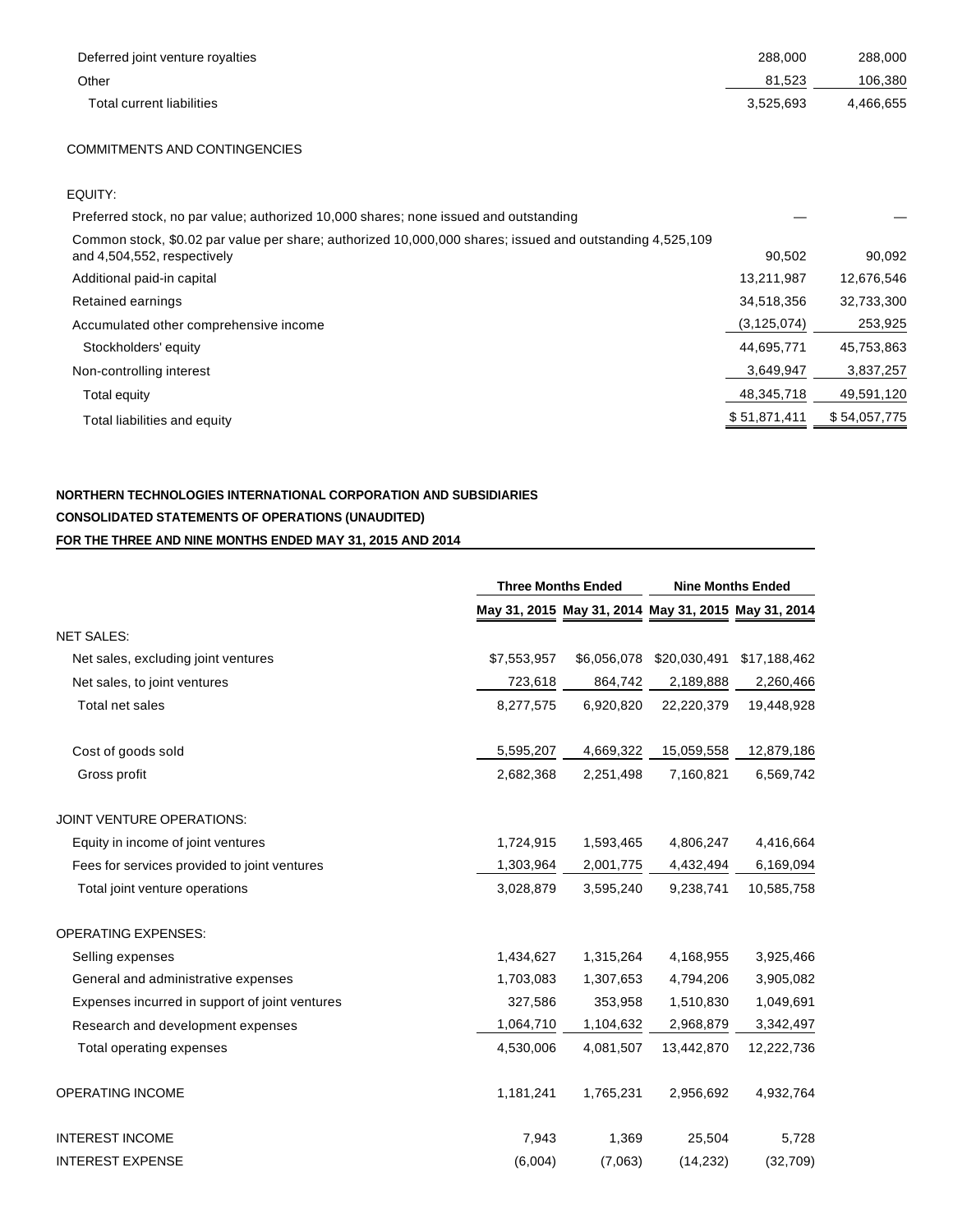| | | |
|---|---|---|
| Deferred joint venture royalties | 288,000 | 288,000 |
| Other | 81,523 | 106,380 |
| Total current liabilities | 3,525,693 | 4,466,655 |
| | | |
| COMMITMENTS AND CONTINGENCIES | | |
| | | |
| EQUITY: | | |
| Preferred stock, no par value; authorized 10,000 shares; none issued and outstanding | — | — |
| Common stock, $0.02 par value per share; authorized 10,000,000 shares; issued and outstanding 4,525,109 and 4,504,552, respectively | 90,502 | 90,092 |
| Additional paid-in capital | 13,211,987 | 12,676,546 |
| Retained earnings | 34,518,356 | 32,733,300 |
| Accumulated other comprehensive income | (3,125,074) | 253,925 |
| Stockholders' equity | 44,695,771 | 45,753,863 |
| Non-controlling interest | 3,649,947 | 3,837,257 |
| Total equity | 48,345,718 | 49,591,120 |
| Total liabilities and equity | $ 51,871,411 | $ 54,057,775 |

**NORTHERN TECHNOLOGIES INTERNATIONAL CORPORATION AND SUBSIDIARIES**

**CONSOLIDATED STATEMENTS OF OPERATIONS (UNAUDITED)**

**FOR THE THREE AND NINE MONTHS ENDED MAY 31, 2015 AND 2014**

| | Three Months Ended | | Nine Months Ended | |
|---|---|---|---|---|
| | May 31, 2015 | May 31, 2014 | May 31, 2015 | May 31, 2014 |
| NET SALES: | | | | |
| Net sales, excluding joint ventures | $7,553,957 | $6,056,078 | $20,030,491 | $17,188,462 |
| Net sales, to joint ventures | 723,618 | 864,742 | 2,189,888 | 2,260,466 |
| Total net sales | 8,277,575 | 6,920,820 | 22,220,379 | 19,448,928 |
| | | | | |
| Cost of goods sold | 5,595,207 | 4,669,322 | 15,059,558 | 12,879,186 |
| Gross profit | 2,682,368 | 2,251,498 | 7,160,821 | 6,569,742 |
| | | | | |
| JOINT VENTURE OPERATIONS: | | | | |
| Equity in income of joint ventures | 1,724,915 | 1,593,465 | 4,806,247 | 4,416,664 |
| Fees for services provided to joint ventures | 1,303,964 | 2,001,775 | 4,432,494 | 6,169,094 |
| Total joint venture operations | 3,028,879 | 3,595,240 | 9,238,741 | 10,585,758 |
| | | | | |
| OPERATING EXPENSES: | | | | |
| Selling expenses | 1,434,627 | 1,315,264 | 4,168,955 | 3,925,466 |
| General and administrative expenses | 1,703,083 | 1,307,653 | 4,794,206 | 3,905,082 |
| Expenses incurred in support of joint ventures | 327,586 | 353,958 | 1,510,830 | 1,049,691 |
| Research and development expenses | 1,064,710 | 1,104,632 | 2,968,879 | 3,342,497 |
| Total operating expenses | 4,530,006 | 4,081,507 | 13,442,870 | 12,222,736 |
| | | | | |
| OPERATING INCOME | 1,181,241 | 1,765,231 | 2,956,692 | 4,932,764 |
| | | | | |
| INTEREST INCOME | 7,943 | 1,369 | 25,504 | 5,728 |
| INTEREST EXPENSE | (6,004) | (7,063) | (14,232) | (32,709) |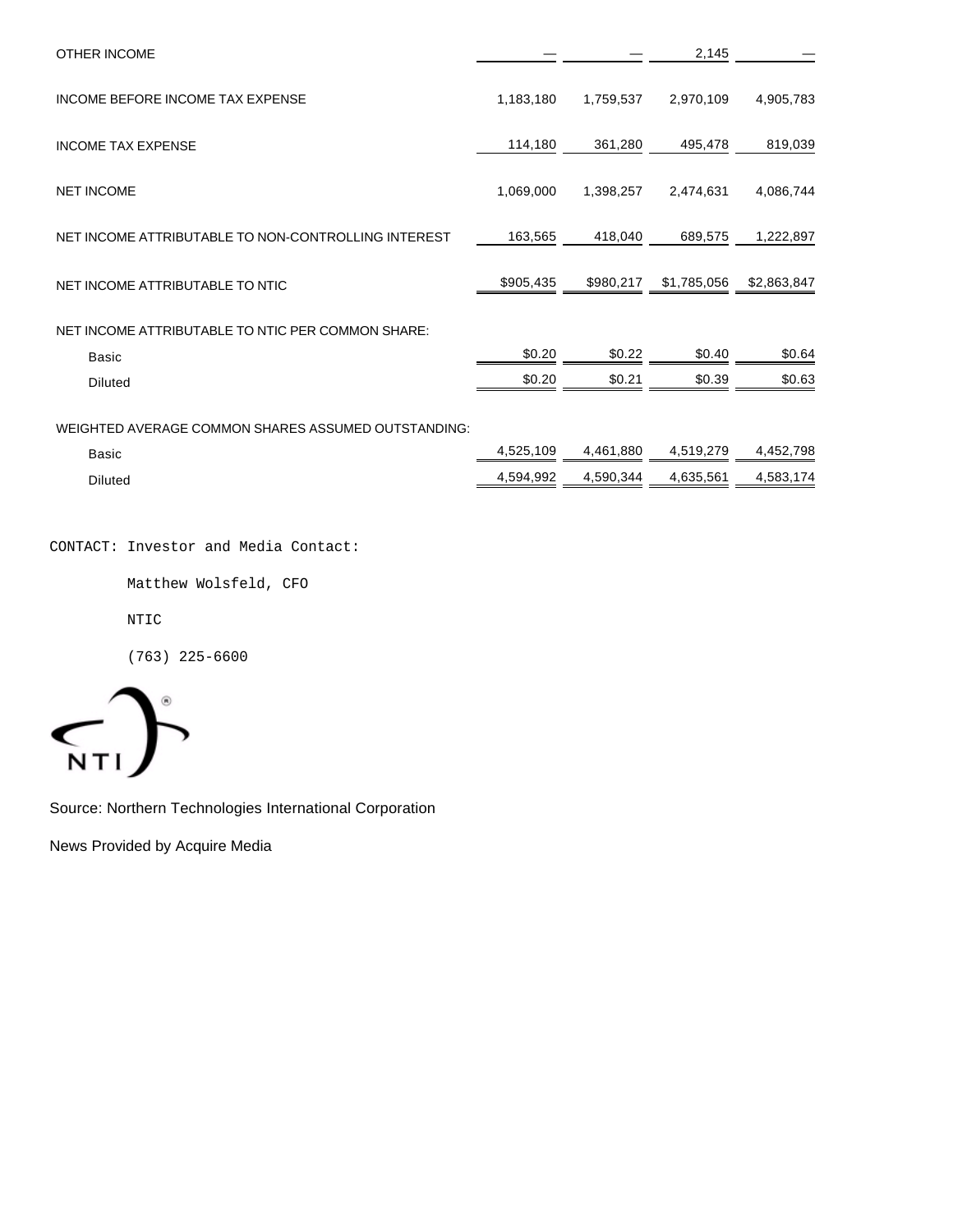| | | | | |
|---|---|---|---|---|
| OTHER INCOME | — | — | 2,145 | — |
| INCOME BEFORE INCOME TAX EXPENSE | 1,183,180 | 1,759,537 | 2,970,109 | 4,905,783 |
| INCOME TAX EXPENSE | 114,180 | 361,280 | 495,478 | 819,039 |
| NET INCOME | 1,069,000 | 1,398,257 | 2,474,631 | 4,086,744 |
| NET INCOME ATTRIBUTABLE TO NON-CONTROLLING INTEREST | 163,565 | 418,040 | 689,575 | 1,222,897 |
| NET INCOME ATTRIBUTABLE TO NTIC | $905,435 | $980,217 | $1,785,056 | $2,863,847 |
| NET INCOME ATTRIBUTABLE TO NTIC PER COMMON SHARE: | | | | |
| Basic | $0.20 | $0.22 | $0.40 | $0.64 |
| Diluted | $0.20 | $0.21 | $0.39 | $0.63 |
| WEIGHTED AVERAGE COMMON SHARES ASSUMED OUTSTANDING: | | | | |
| Basic | 4,525,109 | 4,461,880 | 4,519,279 | 4,452,798 |
| Diluted | 4,594,992 | 4,590,344 | 4,635,561 | 4,583,174 |

CONTACT: Investor and Media Contact:

Matthew Wolsfeld, CFO

NTIC

(763) 225-6600

NTI®

Source: Northern Technologies International Corporation

News Provided by Acquire Media